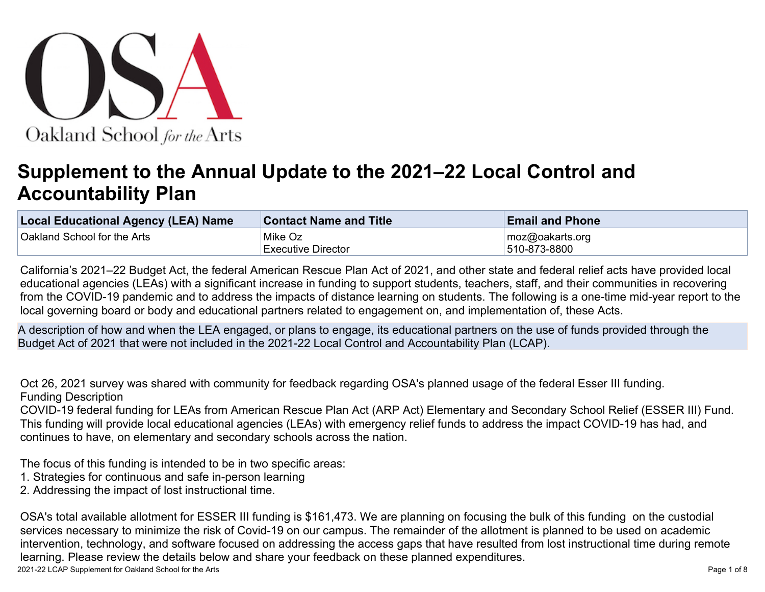Oakland School for the Arts

# Supplement to the Annual Update to the 2021–22 Local Control and Accountability Plan

| Local Educational Agency (LEA) Name | Contact Name and Title | Email and Phone |
|---|---|---|
| Oakland School for the Arts | Mike Oz<br>Executive Director | moz@oakarts.org<br>510-873-8800 |

California's 2021–22 Budget Act, the federal American Rescue Plan Act of 2021, and other state and federal relief acts have provided local educational agencies (LEAs) with a significant increase in funding to support students, teachers, staff, and their communities in recovering from the COVID-19 pandemic and to address the impacts of distance learning on students. The following is a one-time mid-year report to the local governing board or body and educational partners related to engagement on, and implementation of, these Acts.

A description of how and when the LEA engaged, or plans to engage, its educational partners on the use of funds provided through the Budget Act of 2021 that were not included in the 2021-22 Local Control and Accountability Plan (LCAP).

Oct 26, 2021 survey was shared with community for feedback regarding OSA's planned usage of the federal Esser III funding.
Funding Description
COVID-19 federal funding for LEAs from American Rescue Plan Act (ARP Act) Elementary and Secondary School Relief (ESSER III) Fund. This funding will provide local educational agencies (LEAs) with emergency relief funds to address the impact COVID-19 has had, and continues to have, on elementary and secondary schools across the nation.

The focus of this funding is intended to be in two specific areas:
1. Strategies for continuous and safe in-person learning
2. Addressing the impact of lost instructional time.

OSA's total available allotment for ESSER III funding is $161,473. We are planning on focusing the bulk of this funding on the custodial services necessary to minimize the risk of Covid-19 on our campus. The remainder of the allotment is planned to be used on academic intervention, technology, and software focused on addressing the access gaps that have resulted from lost instructional time during remote learning. Please review the details below and share your feedback on these planned expenditures.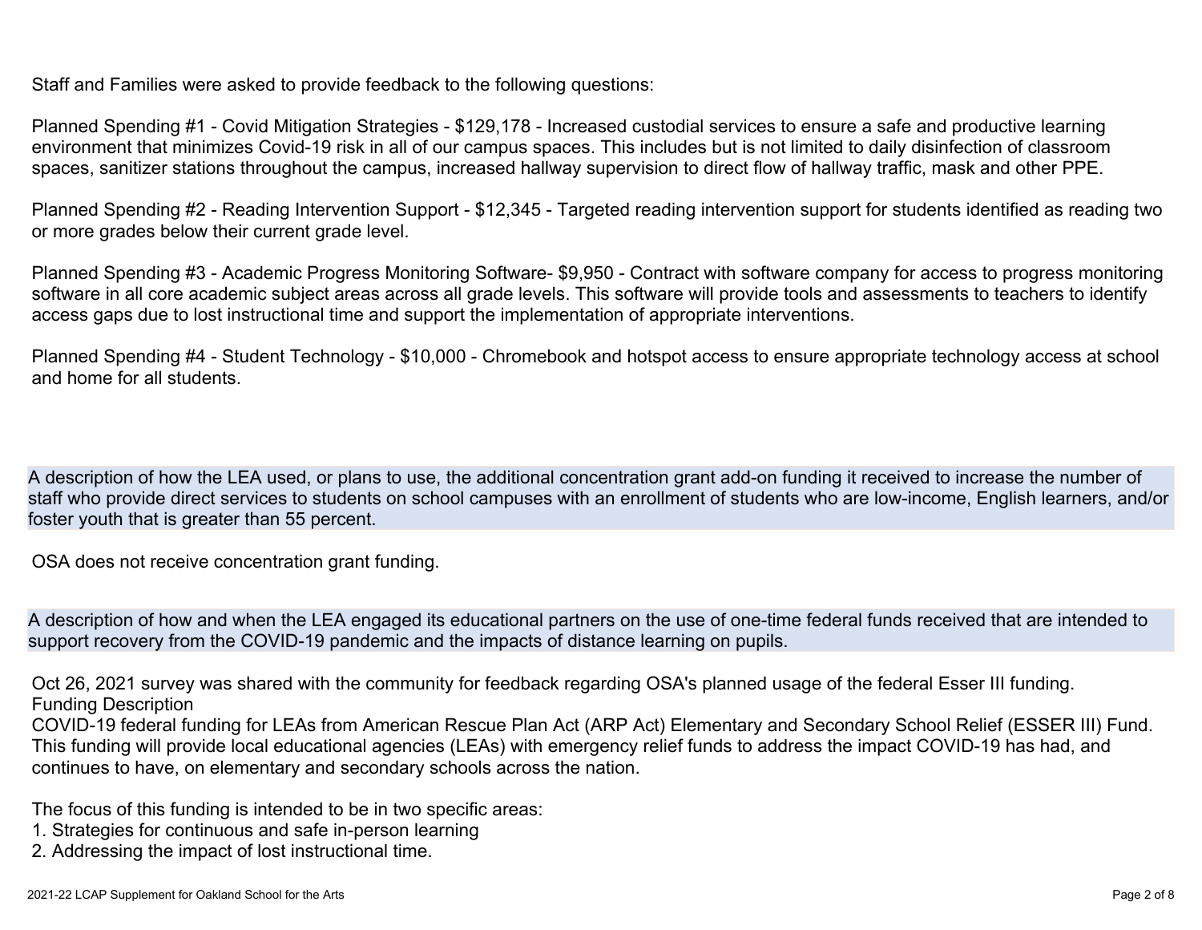Staff and Families were asked to provide feedback to the following questions:

Planned Spending #1 - Covid Mitigation Strategies - $129,178 - Increased custodial services to ensure a safe and productive learning environment that minimizes Covid-19 risk in all of our campus spaces. This includes but is not limited to daily disinfection of classroom spaces, sanitizer stations throughout the campus, increased hallway supervision to direct flow of hallway traffic, mask and other PPE.

Planned Spending #2 - Reading Intervention Support - $12,345 - Targeted reading intervention support for students identified as reading two or more grades below their current grade level.

Planned Spending #3 - Academic Progress Monitoring Software- $9,950 - Contract with software company for access to progress monitoring software in all core academic subject areas across all grade levels. This software will provide tools and assessments to teachers to identify access gaps due to lost instructional time and support the implementation of appropriate interventions.

Planned Spending #4 - Student Technology - $10,000 - Chromebook and hotspot access to ensure appropriate technology access at school and home for all students.

**A description of how the LEA used, or plans to use, the additional concentration grant add-on funding it received to increase the number of staff who provide direct services to students on school campuses with an enrollment of students who are low-income, English learners, and/or foster youth that is greater than 55 percent.**

OSA does not receive concentration grant funding.

**A description of how and when the LEA engaged its educational partners on the use of one-time federal funds received that are intended to support recovery from the COVID-19 pandemic and the impacts of distance learning on pupils.**

Oct 26, 2021 survey was shared with the community for feedback regarding OSA's planned usage of the federal Esser III funding.
Funding Description
COVID-19 federal funding for LEAs from American Rescue Plan Act (ARP Act) Elementary and Secondary School Relief (ESSER III) Fund. This funding will provide local educational agencies (LEAs) with emergency relief funds to address the impact COVID-19 has had, and continues to have, on elementary and secondary schools across the nation.

The focus of this funding is intended to be in two specific areas:
1. Strategies for continuous and safe in-person learning
2. Addressing the impact of lost instructional time.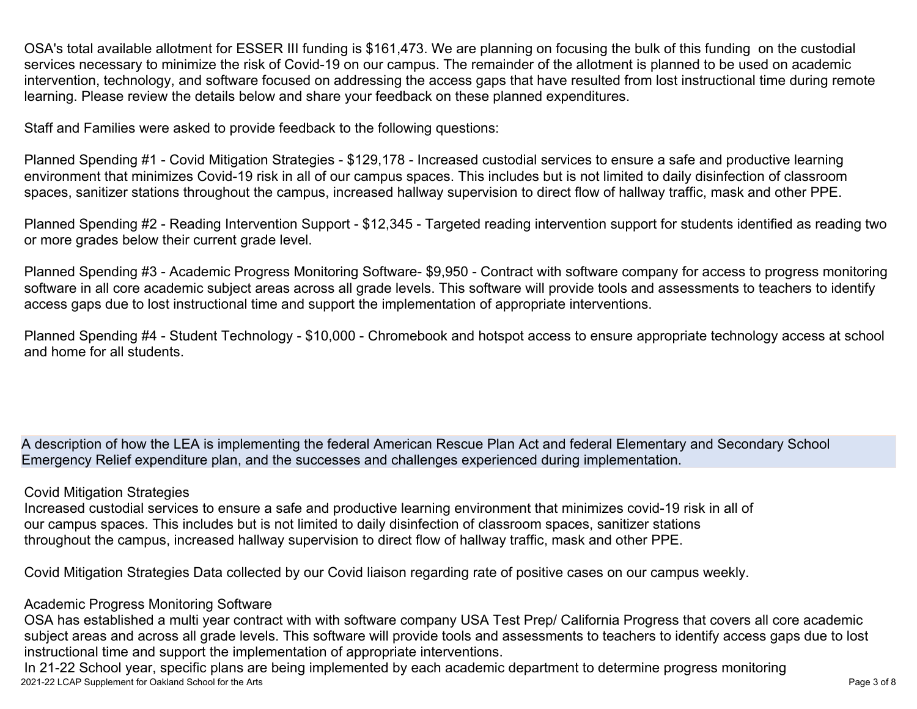OSA's total available allotment for ESSER III funding is $161,473. We are planning on focusing the bulk of this funding on the custodial services necessary to minimize the risk of Covid-19 on our campus. The remainder of the allotment is planned to be used on academic intervention, technology, and software focused on addressing the access gaps that have resulted from lost instructional time during remote learning. Please review the details below and share your feedback on these planned expenditures.

Staff and Families were asked to provide feedback to the following questions:

Planned Spending #1 - Covid Mitigation Strategies - $129,178 - Increased custodial services to ensure a safe and productive learning environment that minimizes Covid-19 risk in all of our campus spaces. This includes but is not limited to daily disinfection of classroom spaces, sanitizer stations throughout the campus, increased hallway supervision to direct flow of hallway traffic, mask and other PPE.

Planned Spending #2 - Reading Intervention Support - $12,345 - Targeted reading intervention support for students identified as reading two or more grades below their current grade level.

Planned Spending #3 - Academic Progress Monitoring Software- $9,950 - Contract with software company for access to progress monitoring software in all core academic subject areas across all grade levels. This software will provide tools and assessments to teachers to identify access gaps due to lost instructional time and support the implementation of appropriate interventions.

Planned Spending #4 - Student Technology - $10,000 - Chromebook and hotspot access to ensure appropriate technology access at school and home for all students.

## A description of how the LEA is implementing the federal American Rescue Plan Act and federal Elementary and Secondary School Emergency Relief expenditure plan, and the successes and challenges experienced during implementation.

Covid Mitigation Strategies
Increased custodial services to ensure a safe and productive learning environment that minimizes covid-19 risk in all of our campus spaces. This includes but is not limited to daily disinfection of classroom spaces, sanitizer stations throughout the campus, increased hallway supervision to direct flow of hallway traffic, mask and other PPE.

Covid Mitigation Strategies Data collected by our Covid liaison regarding rate of positive cases on our campus weekly.

Academic Progress Monitoring Software
OSA has established a multi year contract with with software company USA Test Prep/ California Progress that covers all core academic subject areas and across all grade levels. This software will provide tools and assessments to teachers to identify access gaps due to lost instructional time and support the implementation of appropriate interventions.
In 21-22 School year, specific plans are being implemented by each academic department to determine progress monitoring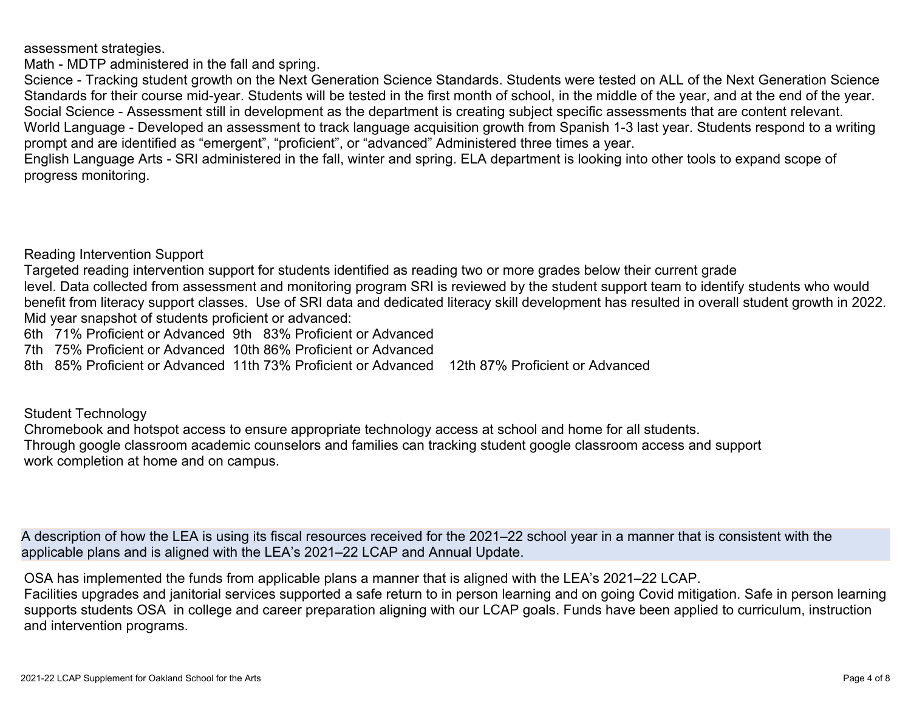assessment strategies.

Math - MDTP administered in the fall and spring.

Science - Tracking student growth on the Next Generation Science Standards. Students were tested on ALL of the Next Generation Science Standards for their course mid-year. Students will be tested in the first month of school, in the middle of the year, and at the end of the year.

Social Science - Assessment still in development as the department is creating subject specific assessments that are content relevant.

World Language - Developed an assessment to track language acquisition growth from Spanish 1-3 last year. Students respond to a writing prompt and are identified as "emergent", "proficient", or "advanced" Administered three times a year.

English Language Arts - SRI administered in the fall, winter and spring. ELA department is looking into other tools to expand scope of progress monitoring.

Reading Intervention Support

Targeted reading intervention support for students identified as reading two or more grades below their current grade level. Data collected from assessment and monitoring program SRI is reviewed by the student support team to identify students who would benefit from literacy support classes. Use of SRI data and dedicated literacy skill development has resulted in overall student growth in 2022.

Mid year snapshot of students proficient or advanced:

6th 71% Proficient or Advanced 9th 83% Proficient or Advanced

7th 75% Proficient or Advanced 10th 86% Proficient or Advanced

8th 85% Proficient or Advanced 11th 73% Proficient or Advanced 12th 87% Proficient or Advanced

Student Technology

Chromebook and hotspot access to ensure appropriate technology access at school and home for all students.

Through google classroom academic counselors and families can tracking student google classroom access and support work completion at home and on campus.

## A description of how the LEA is using its fiscal resources received for the 2021–22 school year in a manner that is consistent with the applicable plans and is aligned with the LEA's 2021–22 LCAP and Annual Update.

OSA has implemented the funds from applicable plans a manner that is aligned with the LEA's 2021–22 LCAP.

Facilities upgrades and janitorial services supported a safe return to in person learning and on going Covid mitigation. Safe in person learning supports students OSA in college and career preparation aligning with our LCAP goals. Funds have been applied to curriculum, instruction and intervention programs.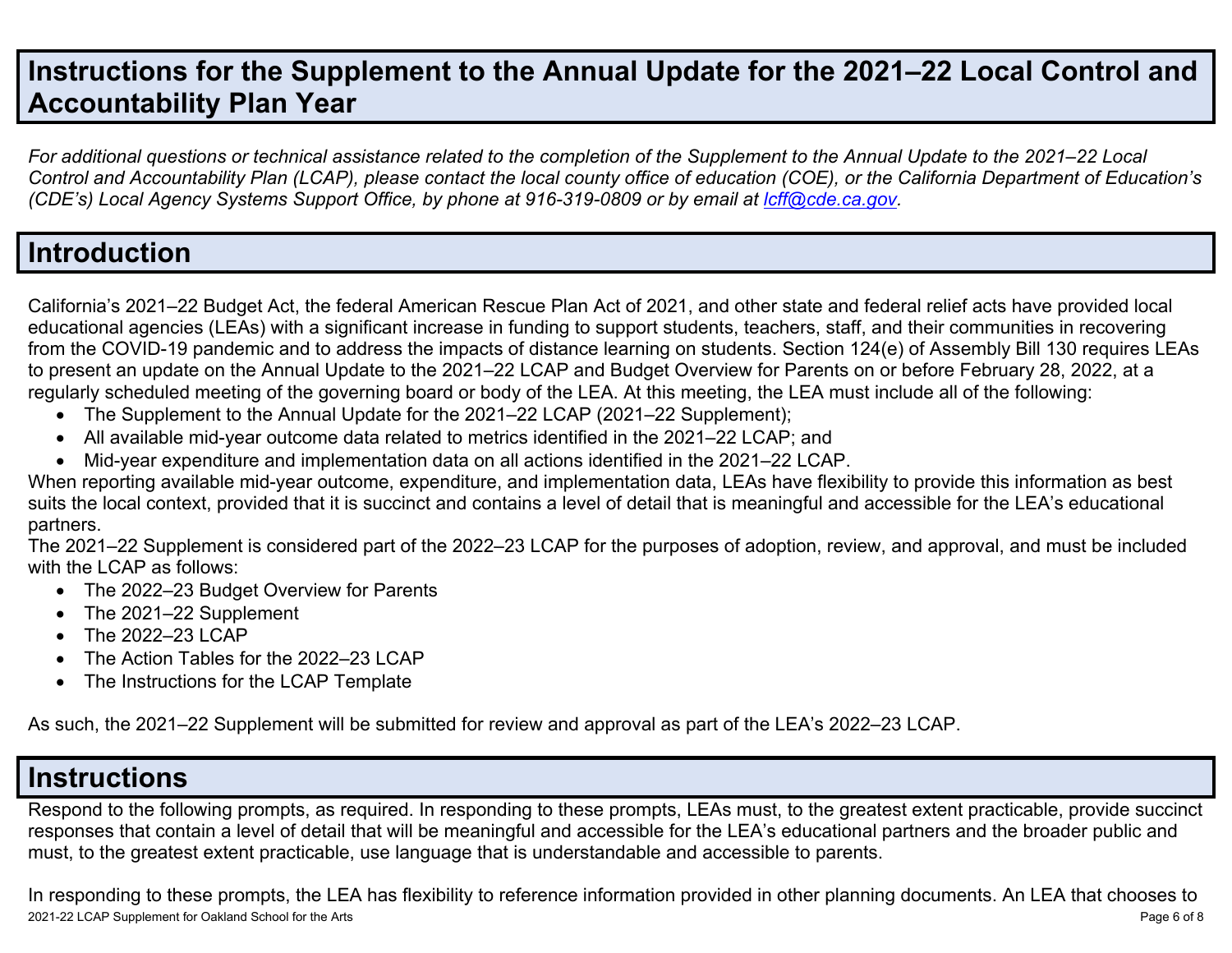# Instructions for the Supplement to the Annual Update for the 2021–22 Local Control and Accountability Plan Year

*For additional questions or technical assistance related to the completion of the Supplement to the Annual Update to the 2021–22 Local Control and Accountability Plan (LCAP), please contact the local county office of education (COE), or the California Department of Education's (CDE's) Local Agency Systems Support Office, by phone at 916-319-0809 or by email at [lcff@cde.ca.gov](mailto:lcff@cde.ca.gov).*

# Introduction

California's 2021–22 Budget Act, the federal American Rescue Plan Act of 2021, and other state and federal relief acts have provided local educational agencies (LEAs) with a significant increase in funding to support students, teachers, staff, and their communities in recovering from the COVID-19 pandemic and to address the impacts of distance learning on students. Section 124(e) of Assembly Bill 130 requires LEAs to present an update on the Annual Update to the 2021–22 LCAP and Budget Overview for Parents on or before February 28, 2022, at a regularly scheduled meeting of the governing board or body of the LEA. At this meeting, the LEA must include all of the following:

- The Supplement to the Annual Update for the 2021–22 LCAP (2021–22 Supplement);
- All available mid-year outcome data related to metrics identified in the 2021–22 LCAP; and
- Mid-year expenditure and implementation data on all actions identified in the 2021–22 LCAP.

When reporting available mid-year outcome, expenditure, and implementation data, LEAs have flexibility to provide this information as best suits the local context, provided that it is succinct and contains a level of detail that is meaningful and accessible for the LEA's educational partners.

The 2021–22 Supplement is considered part of the 2022–23 LCAP for the purposes of adoption, review, and approval, and must be included with the LCAP as follows:

- The 2022–23 Budget Overview for Parents
- The 2021–22 Supplement
- The 2022–23 LCAP
- The Action Tables for the 2022–23 LCAP
- The Instructions for the LCAP Template

As such, the 2021–22 Supplement will be submitted for review and approval as part of the LEA's 2022–23 LCAP.

# Instructions

Respond to the following prompts, as required. In responding to these prompts, LEAs must, to the greatest extent practicable, provide succinct responses that contain a level of detail that will be meaningful and accessible for the LEA's educational partners and the broader public and must, to the greatest extent practicable, use language that is understandable and accessible to parents.

In responding to these prompts, the LEA has flexibility to reference information provided in other planning documents. An LEA that chooses to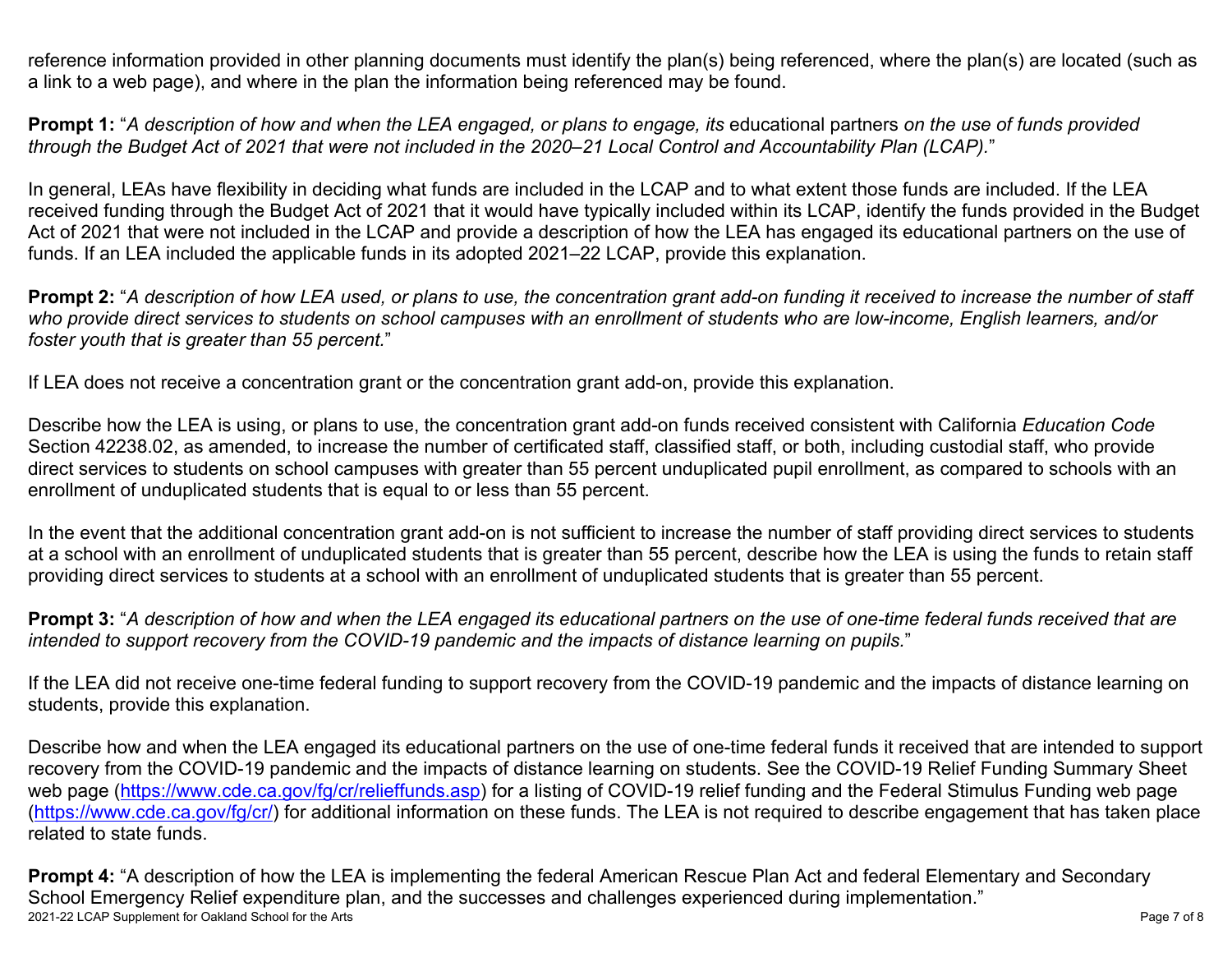reference information provided in other planning documents must identify the plan(s) being referenced, where the plan(s) are located (such as a link to a web page), and where in the plan the information being referenced may be found.

**Prompt 1:** "*A description of how and when the LEA engaged, or plans to engage, its* educational partners *on the use of funds provided through the Budget Act of 2021 that were not included in the 2020–21 Local Control and Accountability Plan (LCAP).*"

In general, LEAs have flexibility in deciding what funds are included in the LCAP and to what extent those funds are included. If the LEA received funding through the Budget Act of 2021 that it would have typically included within its LCAP, identify the funds provided in the Budget Act of 2021 that were not included in the LCAP and provide a description of how the LEA has engaged its educational partners on the use of funds. If an LEA included the applicable funds in its adopted 2021–22 LCAP, provide this explanation.

**Prompt 2:** "*A description of how LEA used, or plans to use, the concentration grant add-on funding it received to increase the number of staff who provide direct services to students on school campuses with an enrollment of students who are low-income, English learners, and/or foster youth that is greater than 55 percent.*"

If LEA does not receive a concentration grant or the concentration grant add-on, provide this explanation.

Describe how the LEA is using, or plans to use, the concentration grant add-on funds received consistent with California *Education Code* Section 42238.02, as amended, to increase the number of certificated staff, classified staff, or both, including custodial staff, who provide direct services to students on school campuses with greater than 55 percent unduplicated pupil enrollment, as compared to schools with an enrollment of unduplicated students that is equal to or less than 55 percent.

In the event that the additional concentration grant add-on is not sufficient to increase the number of staff providing direct services to students at a school with an enrollment of unduplicated students that is greater than 55 percent, describe how the LEA is using the funds to retain staff providing direct services to students at a school with an enrollment of unduplicated students that is greater than 55 percent.

**Prompt 3:** "*A description of how and when the LEA engaged its educational partners on the use of one-time federal funds received that are intended to support recovery from the COVID-19 pandemic and the impacts of distance learning on pupils.*"

If the LEA did not receive one-time federal funding to support recovery from the COVID-19 pandemic and the impacts of distance learning on students, provide this explanation.

Describe how and when the LEA engaged its educational partners on the use of one-time federal funds it received that are intended to support recovery from the COVID-19 pandemic and the impacts of distance learning on students. See the COVID-19 Relief Funding Summary Sheet web page (https://www.cde.ca.gov/fg/cr/relieffunds.asp) for a listing of COVID-19 relief funding and the Federal Stimulus Funding web page (https://www.cde.ca.gov/fg/cr/) for additional information on these funds. The LEA is not required to describe engagement that has taken place related to state funds.

**Prompt 4:** "A description of how the LEA is implementing the federal American Rescue Plan Act and federal Elementary and Secondary School Emergency Relief expenditure plan, and the successes and challenges experienced during implementation."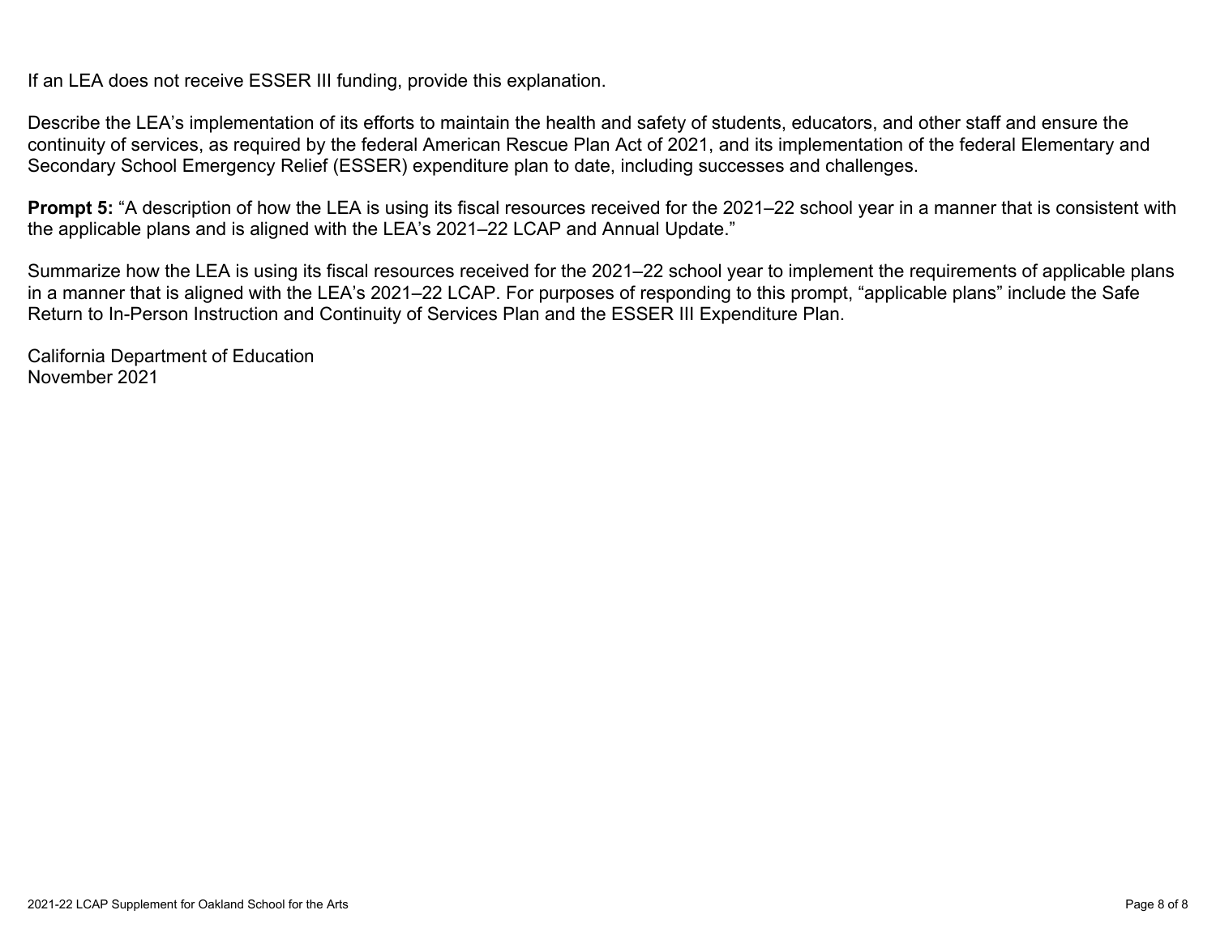If an LEA does not receive ESSER III funding, provide this explanation.

Describe the LEA's implementation of its efforts to maintain the health and safety of students, educators, and other staff and ensure the continuity of services, as required by the federal American Rescue Plan Act of 2021, and its implementation of the federal Elementary and Secondary School Emergency Relief (ESSER) expenditure plan to date, including successes and challenges.

**Prompt 5:** "A description of how the LEA is using its fiscal resources received for the 2021–22 school year in a manner that is consistent with the applicable plans and is aligned with the LEA's 2021–22 LCAP and Annual Update."

Summarize how the LEA is using its fiscal resources received for the 2021–22 school year to implement the requirements of applicable plans in a manner that is aligned with the LEA's 2021–22 LCAP. For purposes of responding to this prompt, "applicable plans" include the Safe Return to In-Person Instruction and Continuity of Services Plan and the ESSER III Expenditure Plan.

California Department of Education
November 2021